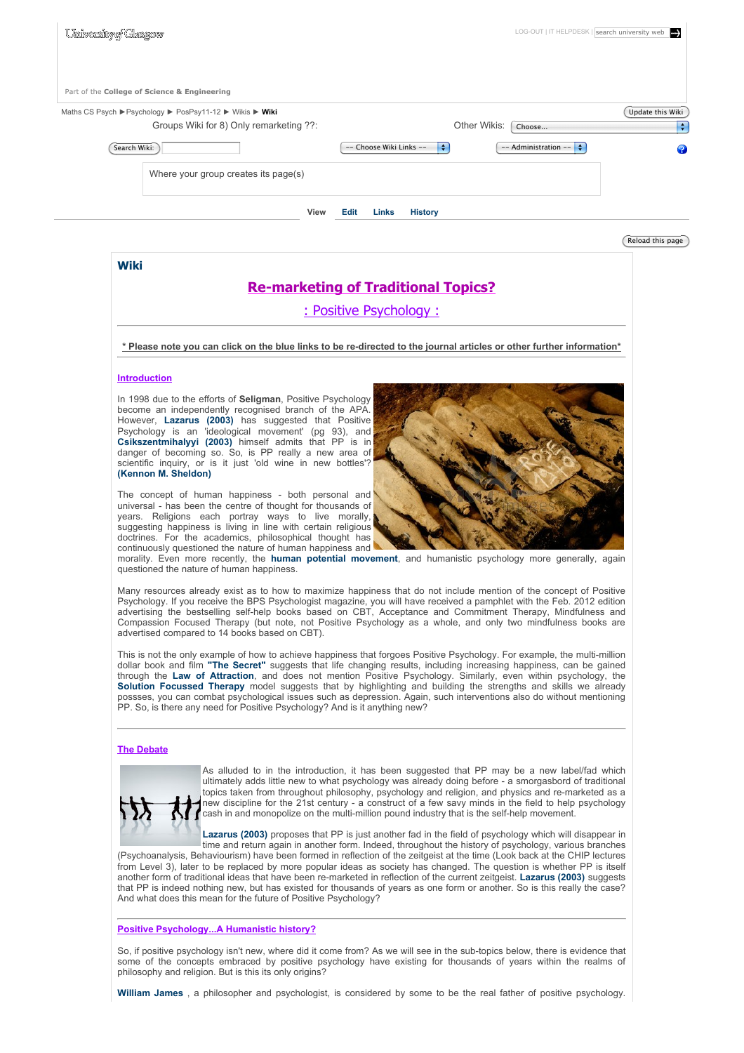# Wiki

## Re-marketing of Traditional Topics?

### : Positive Psychology :

**\* Please note you can click on the blue links to be re-directed to the journal articles or other further information\***

### Introduction

In 1998 due to the efforts of **Seligman**, Positive Psychology become an independently recognised branch of the APA. However, **Lazarus (2003)** has suggested that Positive Psychology is an 'ideological movement' (pg 93), and **Csikszentmihalyyi (2003)** himself admits that PP is in danger of becoming so. So, is PP really a new area of scientific inquiry, or is it just 'old wine in new bottles'? **(Kennon M. Sheldon)**

The concept of human happiness - both personal and universal - has been the centre of thought for thousands of years. Religions each portray ways to live morally, suggesting happiness is living in line with certain religious doctrines. For the academics, philosophical thought has continuously questioned the nature of human happiness and morality. Even more recently, the **human potential movement**, and humanistic psychology more generally, again questioned the nature of human happiness.

Many resources already exist as to how to maximize happiness that do not include mention of the concept of Positive Psychology. If you receive the BPS Psychologist magazine, you will have received a pamphlet with the Feb. 2012 edition advertising the bestselling self-help books based on CBT, Acceptance and Commitment Therapy, Mindfulness and Compassion Focused Therapy (but note, not Positive Psychology as a whole, and only two mindfulness books are advertised compared to 14 books based on CBT).

This is not the only example of how to achieve happiness that forgoes Positive Psychology. For example, the multi-million dollar book and film **"The Secret"** suggests that life changing results, including increasing happiness, can be gained through the **Law of Attraction**, and does not mention Positive Psychology. Similarly, even within psychology, the **Solution Focussed Therapy** model suggests that by highlighting and building the strengths and skills we already possses, you can combat psychological issues such as depression. Again, such interventions also do without mentioning PP. So, is there any need for Positive Psychology? And is it anything new?

### The Debate

As alluded to in the introduction, it has been suggested that PP may be a new label/fad which ultimately adds little new to what psychology was already doing before - a smorgasbord of traditional topics taken from throughout philosophy, psychology and religion, and physics and re-marketed as a new discipline for the 21st century - a construct of a few savy minds in the field to help psychology cash in and monopolize on the multi-million pound industry that is the self-help movement.

**Lazarus (2003)** proposes that PP is just another fad in the field of psychology which will disappear in time and return again in another form. Indeed, throughout the history of psychology, various branches (Psychoanalysis, Behaviourism) have been formed in reflection of the zeitgeist at the time (Look back at the CHIP lectures from Level 3), later to be replaced by more popular ideas as society has changed. The question is whether PP is itself another form of traditional ideas that have been re-marketed in reflection of the current zeitgeist. **Lazarus (2003)** suggests that PP is indeed nothing new, but has existed for thousands of years as one form or another. So is this really the case? And what does this mean for the future of Positive Psychology?

### Positive Psychology...A Humanistic history?

So, if positive psychology isn't new, where did it come from? As we will see in the sub-topics below, there is evidence that some of the concepts embraced by positive psychology have existing for thousands of years within the realms of philosophy and religion. But is this its only origins?

**William James** , a philosopher and psychologist, is considered by some to be the real father of positive psychology.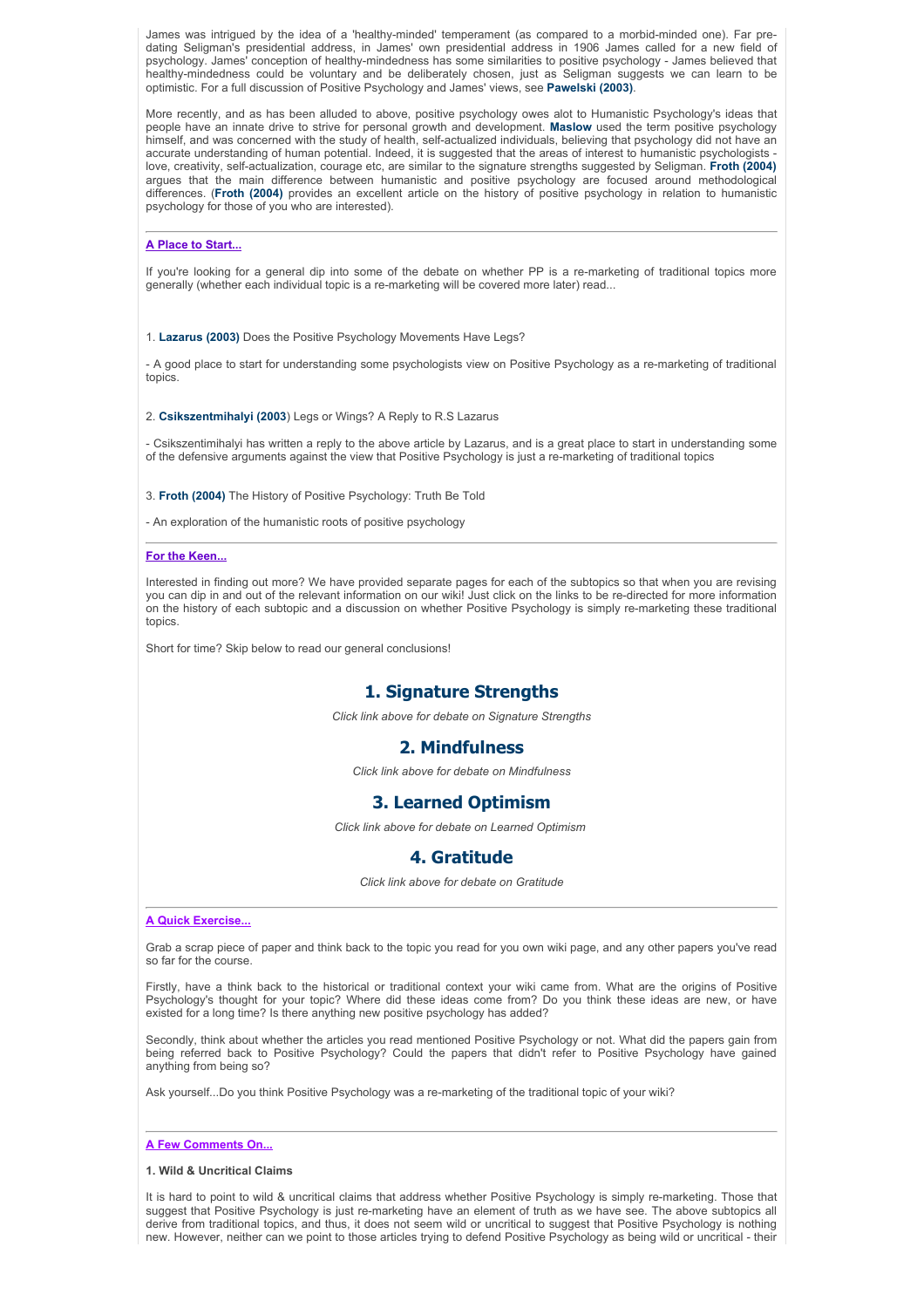James was intrigued by the idea of a 'healthy-minded' temperament (as compared to a morbid-minded one). Far pre-dating Seligman's presidential address, in James' own presidential address in 1906 James called for a new field of psychology. James' conception of healthy-mindedness has some similarities to positive psychology - James believed that healthy-mindedness could be voluntary and be deliberately chosen, just as Seligman suggests we can learn to be optimistic. For a full discussion of Positive Psychology and James' views, see **Pawelski (2003)**.

More recently, and as has been alluded to above, positive psychology owes alot to Humanistic Psychology's ideas that people have an innate drive to strive for personal growth and development. **Maslow** used the term positive psychology himself, and was concerned with the study of health, self-actualized individuals, believing that psychology did not have an accurate understanding of human potential. Indeed, it is suggested that the areas of interest to humanistic psychologists - love, creativity, self-actualization, courage etc, are similar to the signature strengths suggested by Seligman. **Froth (2004)** argues that the main difference between humanistic and positive psychology are focused around methodological differences. (**Froth (2004)** provides an excellent article on the history of positive psychology in relation to humanistic psychology for those of you who are interested).

---

**A Place to Start...**

If you're looking for a general dip into some of the debate on whether PP is a re-marketing of traditional topics more generally (whether each individual topic is a re-marketing will be covered more later) read...

1. **Lazarus (2003)** Does the Positive Psychology Movements Have Legs?

- A good place to start for understanding some psychologists view on Positive Psychology as a re-marketing of traditional topics.

2. **Csikszentmihalyi (2003**) Legs or Wings? A Reply to R.S Lazarus

- Csikszentimihalyi has written a reply to the above article by Lazarus, and is a great place to start in understanding some of the defensive arguments against the view that Positive Psychology is just a re-marketing of traditional topics

3. **Froth (2004)** The History of Positive Psychology: Truth Be Told

- An exploration of the humanistic roots of positive psychology

---

**For the Keen...**

Interested in finding out more? We have provided separate pages for each of the subtopics so that when you are revising you can dip in and out of the relevant information on our wiki! Just click on the links to be re-directed for more information on the history of each subtopic and a discussion on whether Positive Psychology is simply re-marketing these traditional topics.

Short for time? Skip below to read our general conclusions!

## 1. Signature Strengths

*Click link above for debate on Signature Strengths*

## 2. Mindfulness

*Click link above for debate on Mindfulness*

## 3. Learned Optimism

*Click link above for debate on Learned Optimism*

## 4. Gratitude

*Click link above for debate on Gratitude*

---

**A Quick Exercise...**

Grab a scrap piece of paper and think back to the topic you read for you own wiki page, and any other papers you've read so far for the course.

Firstly, have a think back to the historical or traditional context your wiki came from. What are the origins of Positive Psychology's thought for your topic? Where did these ideas come from? Do you think these ideas are new, or have existed for a long time? Is there anything new positive psychology has added?

Secondly, think about whether the articles you read mentioned Positive Psychology or not. What did the papers gain from being referred back to Positive Psychology? Could the papers that didn't refer to Positive Psychology have gained anything from being so?

Ask yourself...Do you think Positive Psychology was a re-marketing of the traditional topic of your wiki?

---

**A Few Comments On...**

**1. Wild & Uncritical Claims**

It is hard to point to wild & uncritical claims that address whether Positive Psychology is simply re-marketing. Those that suggest that Positive Psychology is just re-marketing have an element of truth as we have see. The above subtopics all derive from traditional topics, and thus, it does not seem wild or uncritical to suggest that Positive Psychology is nothing new. However, neither can we point to those articles trying to defend Positive Psychology as being wild or uncritical - their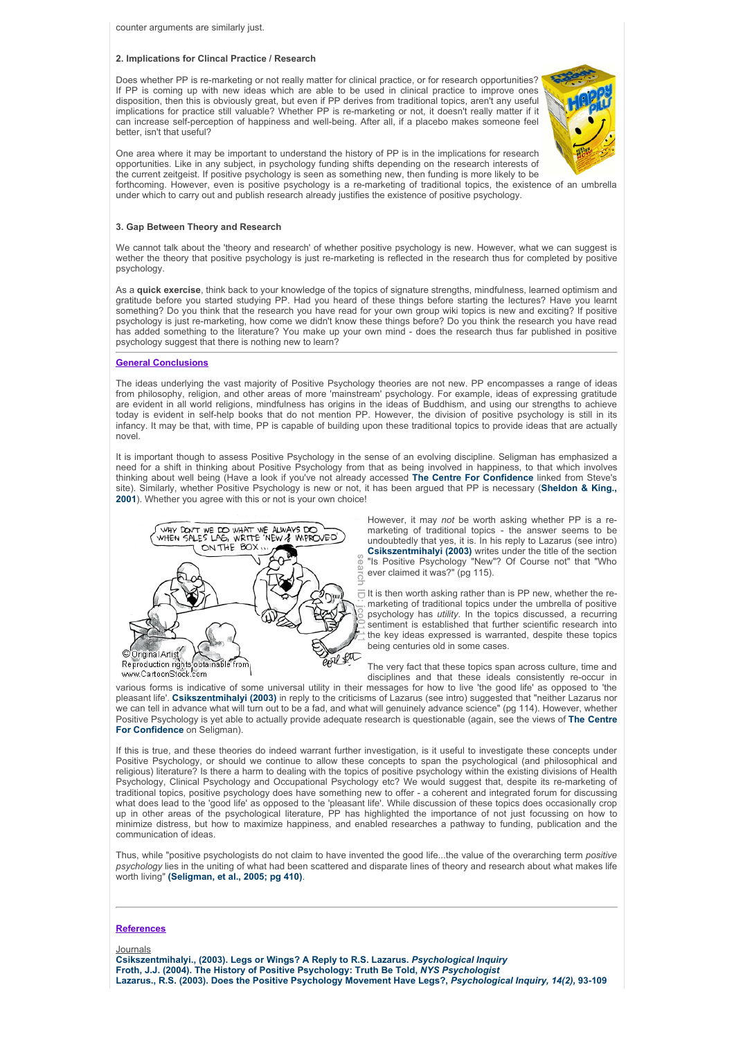counter arguments are similarly just.

**2. Implications for Clincal Practice / Research**

Does whether PP is re-marketing or not really matter for clinical practice, or for research opportunities? If PP is coming up with new ideas which are able to be used in clinical practice to improve ones disposition, then this is obviously great, but even if PP derives from traditional topics, aren't any useful implications for practice still valuable? Whether PP is re-marketing or not, it doesn't really matter if it can increase self-perception of happiness and well-being. After all, if a placebo makes someone feel better, isn't that useful?

One area where it may be important to understand the history of PP is in the implications for research opportunities. Like in any subject, in psychology funding shifts depending on the research interests of the current zeitgeist. If positive psychology is seen as something new, then funding is more likely to be forthcoming. However, even is positive psychology is a re-marketing of traditional topics, the existence of an umbrella under which to carry out and publish research already justifies the existence of positive psychology.

**3. Gap Between Theory and Research**

We cannot talk about the 'theory and research' of whether positive psychology is new. However, what we can suggest is wether the theory that positive psychology is just re-marketing is reflected in the research thus for completed by positive psychology.

As a **quick exercise**, think back to your knowledge of the topics of signature strengths, mindfulness, learned optimism and gratitude before you started studying PP. Had you heard of these things before starting the lectures? Have you learnt something? Do you think that the research you have read for your own group wiki topics is new and exciting? If positive psychology is just re-marketing, how come we didn't know these things before? Do you think the research you have read has added something to the literature? You make up your own mind - does the research thus far published in positive psychology suggest that there is nothing new to learn?

## General Conclusions

The ideas underlying the vast majority of Positive Psychology theories are not new. PP encompasses a range of ideas from philosophy, religion, and other areas of more 'mainstream' psychology. For example, ideas of expressing gratitude are evident in all world religions, mindfulness has origins in the ideas of Buddhism, and using our strengths to achieve today is evident in self-help books that do not mention PP. However, the division of positive psychology is still in its infancy. It may be that, with time, PP is capable of building upon these traditional topics to provide ideas that are actually novel.

It is important though to assess Positive Psychology in the sense of an evolving discipline. Seligman has emphasized a need for a shift in thinking about Positive Psychology from that as being involved in happiness, to that which involves thinking about well being (Have a look if you've not already accessed **The Centre For Confidence** linked from Steve's site). Similarly, whether Positive Psychology is new or not, it has been argued that PP is necessary (**Sheldon & King., 2001**). Whether you agree with this or not is your own choice!

However, it may *not* be worth asking whether PP is a re-marketing of traditional topics - the answer seems to be undoubtedly that yes, it is. In his reply to Lazarus (see intro) **Csikszentmihalyi (2003)** writes under the title of the section "Is Positive Psychology "New"? Of Course not" that "Who ever claimed it was?" (pg 115).

It is then worth asking rather than is PP new, whether the re-marketing of traditional topics under the umbrella of positive psychology has *utility*. In the topics discussed, a recurring sentiment is established that further scientific research into the key ideas expressed is warranted, despite these topics being centuries old in some cases.

The very fact that these topics span across culture, time and disciplines and that these ideals consistently re-occur in various forms is indicative of some universal utility in their messages for how to live 'the good life' as opposed to 'the pleasant life'. **Csikszentmihalyi (2003)** in reply to the criticisms of Lazarus (see intro) suggested that "neither Lazarus nor we can tell in advance what will turn out to be a fad, and what will genuinely advance science" (pg 114). However, whether Positive Psychology is yet able to actually provide adequate research is questionable (again, see the views of **The Centre For Confidence** on Seligman).

If this is true, and these theories do indeed warrant further investigation, is it useful to investigate these concepts under Positive Psychology, or should we continue to allow these concepts to span the psychological (and philosophical and religious) literature? Is there a harm to dealing with the topics of positive psychology within the existing divisions of Health Psychology, Clinical Psychology and Occupational Psychology etc? We would suggest that, despite its re-marketing of traditional topics, positive psychology does have something new to offer - a coherent and integrated forum for discussing what does lead to the 'good life' as opposed to the 'pleasant life'. While discussion of these topics does occasionally crop up in other areas of the psychological literature, PP has highlighted the importance of not just focussing on how to minimize distress, but how to maximize happiness, and enabled researches a pathway to funding, publication and the communication of ideas.

Thus, while "positive psychologists do not claim to have invented the good life...the value of the overarching term *positive psychology* lies in the uniting of what had been scattered and disparate lines of theory and research about what makes life worth living" **(Seligman, et al., 2005; pg 410)**.

## References

Journals

**Csikszentmihalyi., (2003). Legs or Wings? A Reply to R.S. Lazarus.** ***Psychological Inquiry***
**Froth, J.J. (2004). The History of Positive Psychology: Truth Be Told,** ***NYS Psychologist***
**Lazarus., R.S. (2003). Does the Positive Psychology Movement Have Legs?,** ***Psychological Inquiry, 14(2),*** **93-109**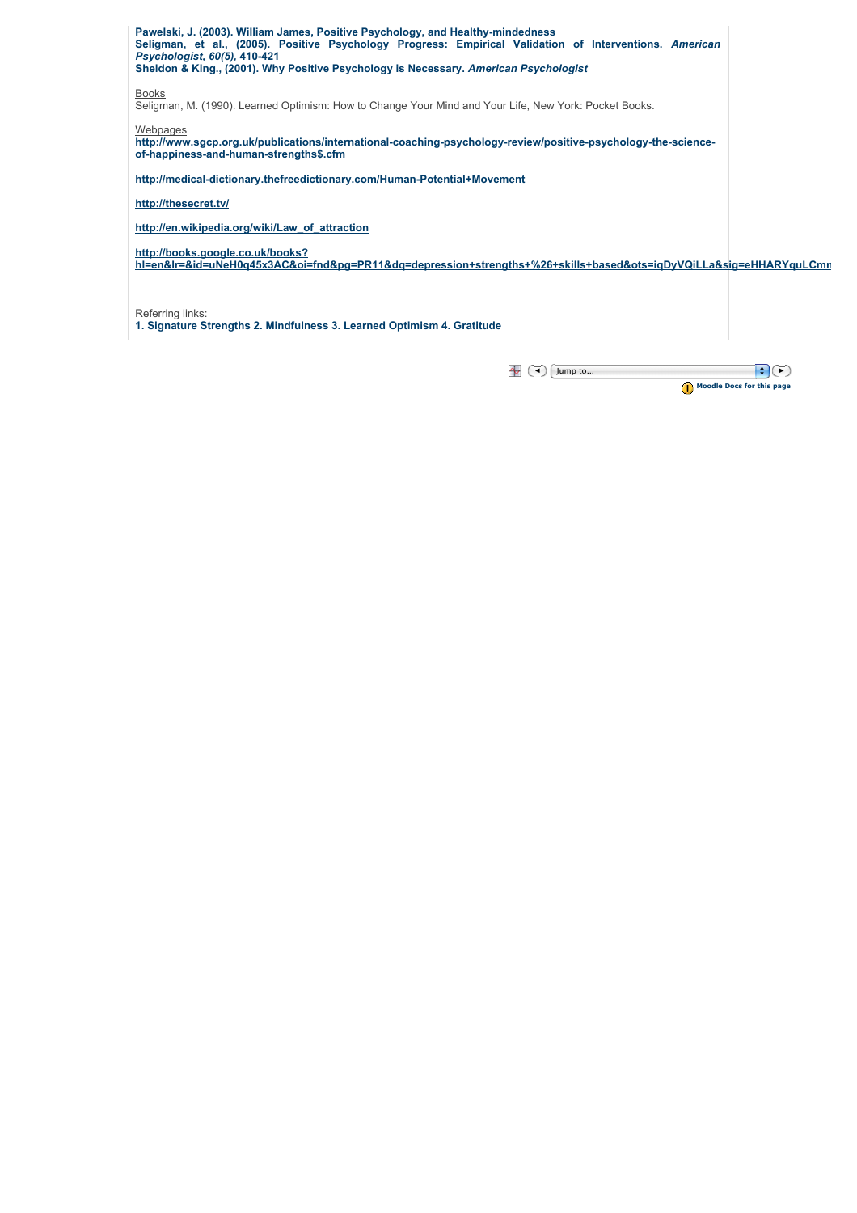**Pawelski, J. (2003). William James, Positive Psychology, and Healthy-mindedness**
**Seligman, et al., (2005). Positive Psychology Progress: Empirical Validation of Interventions. *American Psychologist, 60(5),* 410-421**
**Sheldon & King., (2001). Why Positive Psychology is Necessary. *American Psychologist***

Books
Seligman, M. (1990). Learned Optimism: How to Change Your Mind and Your Life, New York: Pocket Books.

Webpages
**http://www.sgcp.org.uk/publications/international-coaching-psychology-review/positive-psychology-the-science-of-happiness-and-human-strengths$.cfm**

**http://medical-dictionary.thefreedictionary.com/Human-Potential+Movement**

**http://thesecret.tv/**

**http://en.wikipedia.org/wiki/Law_of_attraction**

**http://books.google.co.uk/books?hl=en&lr=&id=uNeH0q45x3AC&oi=fnd&pg=PR11&dq=depression+strengths+%26+skills+based&ots=iqDyVQiLLa&sig=eHHARYquLCmn**

Referring links:
**1. Signature Strengths 2. Mindfulness 3. Learned Optimism 4. Gratitude**

Jump to...

Moodle Docs for this page